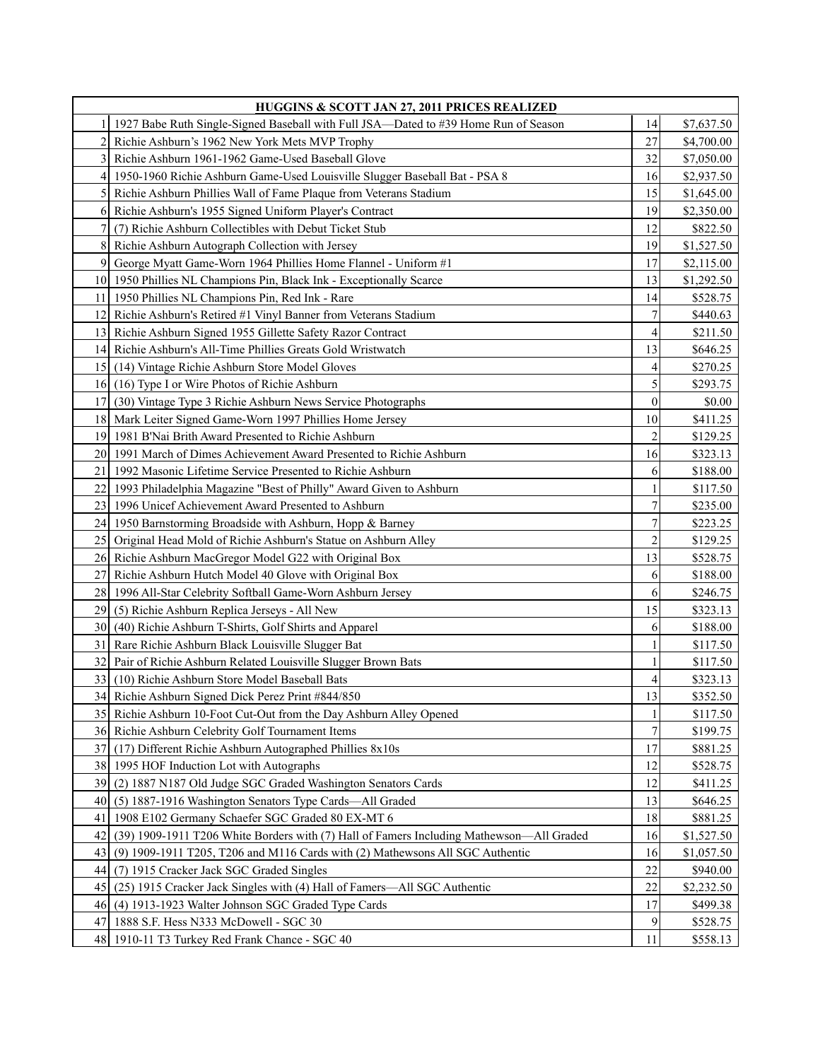| HUGGINS & SCOTT JAN 27, 2011 PRICES REALIZED | | | |
|---|---|---|---|
| 1 | 1927 Babe Ruth Single-Signed Baseball with Full JSA—Dated to #39 Home Run of Season | 14 | $7,637.50 |
| 2 | Richie Ashburn's 1962 New York Mets MVP Trophy | 27 | $4,700.00 |
| 3 | Richie Ashburn 1961-1962 Game-Used Baseball Glove | 32 | $7,050.00 |
| 4 | 1950-1960 Richie Ashburn Game-Used Louisville Slugger Baseball Bat - PSA 8 | 16 | $2,937.50 |
| 5 | Richie Ashburn Phillies Wall of Fame Plaque from Veterans Stadium | 15 | $1,645.00 |
| 6 | Richie Ashburn's 1955 Signed Uniform Player's Contract | 19 | $2,350.00 |
| 7 | (7) Richie Ashburn Collectibles with Debut Ticket Stub | 12 | $822.50 |
| 8 | Richie Ashburn Autograph Collection with Jersey | 19 | $1,527.50 |
| 9 | George Myatt Game-Worn 1964 Phillies Home Flannel - Uniform #1 | 17 | $2,115.00 |
| 10 | 1950 Phillies NL Champions Pin, Black Ink - Exceptionally Scarce | 13 | $1,292.50 |
| 11 | 1950 Phillies NL Champions Pin, Red Ink - Rare | 14 | $528.75 |
| 12 | Richie Ashburn's Retired #1 Vinyl Banner from Veterans Stadium | 7 | $440.63 |
| 13 | Richie Ashburn Signed 1955 Gillette Safety Razor Contract | 4 | $211.50 |
| 14 | Richie Ashburn's All-Time Phillies Greats Gold Wristwatch | 13 | $646.25 |
| 15 | (14) Vintage Richie Ashburn Store Model Gloves | 4 | $270.25 |
| 16 | (16) Type I or Wire Photos of Richie Ashburn | 5 | $293.75 |
| 17 | (30) Vintage Type 3 Richie Ashburn News Service Photographs | 0 | $0.00 |
| 18 | Mark Leiter Signed Game-Worn 1997 Phillies Home Jersey | 10 | $411.25 |
| 19 | 1981 B'Nai Brith Award Presented to Richie Ashburn | 2 | $129.25 |
| 20 | 1991 March of Dimes Achievement Award Presented to Richie Ashburn | 16 | $323.13 |
| 21 | 1992 Masonic Lifetime Service Presented to Richie Ashburn | 6 | $188.00 |
| 22 | 1993 Philadelphia Magazine "Best of Philly" Award Given to Ashburn | 1 | $117.50 |
| 23 | 1996 Unicef Achievement Award Presented to Ashburn | 7 | $235.00 |
| 24 | 1950 Barnstorming Broadside with Ashburn, Hopp & Barney | 7 | $223.25 |
| 25 | Original Head Mold of Richie Ashburn's Statue on Ashburn Alley | 2 | $129.25 |
| 26 | Richie Ashburn MacGregor Model G22 with Original Box | 13 | $528.75 |
| 27 | Richie Ashburn Hutch Model 40 Glove with Original Box | 6 | $188.00 |
| 28 | 1996 All-Star Celebrity Softball Game-Worn Ashburn Jersey | 6 | $246.75 |
| 29 | (5) Richie Ashburn Replica Jerseys - All New | 15 | $323.13 |
| 30 | (40) Richie Ashburn T-Shirts, Golf Shirts and Apparel | 6 | $188.00 |
| 31 | Rare Richie Ashburn Black Louisville Slugger Bat | 1 | $117.50 |
| 32 | Pair of Richie Ashburn Related Louisville Slugger Brown Bats | 1 | $117.50 |
| 33 | (10) Richie Ashburn Store Model Baseball Bats | 4 | $323.13 |
| 34 | Richie Ashburn Signed Dick Perez Print #844/850 | 13 | $352.50 |
| 35 | Richie Ashburn 10-Foot Cut-Out from the Day Ashburn Alley Opened | 1 | $117.50 |
| 36 | Richie Ashburn Celebrity Golf Tournament Items | 7 | $199.75 |
| 37 | (17) Different Richie Ashburn Autographed Phillies 8x10s | 17 | $881.25 |
| 38 | 1995 HOF Induction Lot with Autographs | 12 | $528.75 |
| 39 | (2) 1887 N187 Old Judge SGC Graded Washington Senators Cards | 12 | $411.25 |
| 40 | (5) 1887-1916 Washington Senators Type Cards—All Graded | 13 | $646.25 |
| 41 | 1908 E102 Germany Schaefer SGC Graded 80 EX-MT 6 | 18 | $881.25 |
| 42 | (39) 1909-1911 T206 White Borders with (7) Hall of Famers Including Mathewson—All Graded | 16 | $1,527.50 |
| 43 | (9) 1909-1911 T205, T206 and M116 Cards with (2) Mathewsons All SGC Authentic | 16 | $1,057.50 |
| 44 | (7) 1915 Cracker Jack SGC Graded Singles | 22 | $940.00 |
| 45 | (25) 1915 Cracker Jack Singles with (4) Hall of Famers—All SGC Authentic | 22 | $2,232.50 |
| 46 | (4) 1913-1923 Walter Johnson SGC Graded Type Cards | 17 | $499.38 |
| 47 | 1888 S.F. Hess N333 McDowell - SGC 30 | 9 | $528.75 |
| 48 | 1910-11 T3 Turkey Red Frank Chance - SGC 40 | 11 | $558.13 |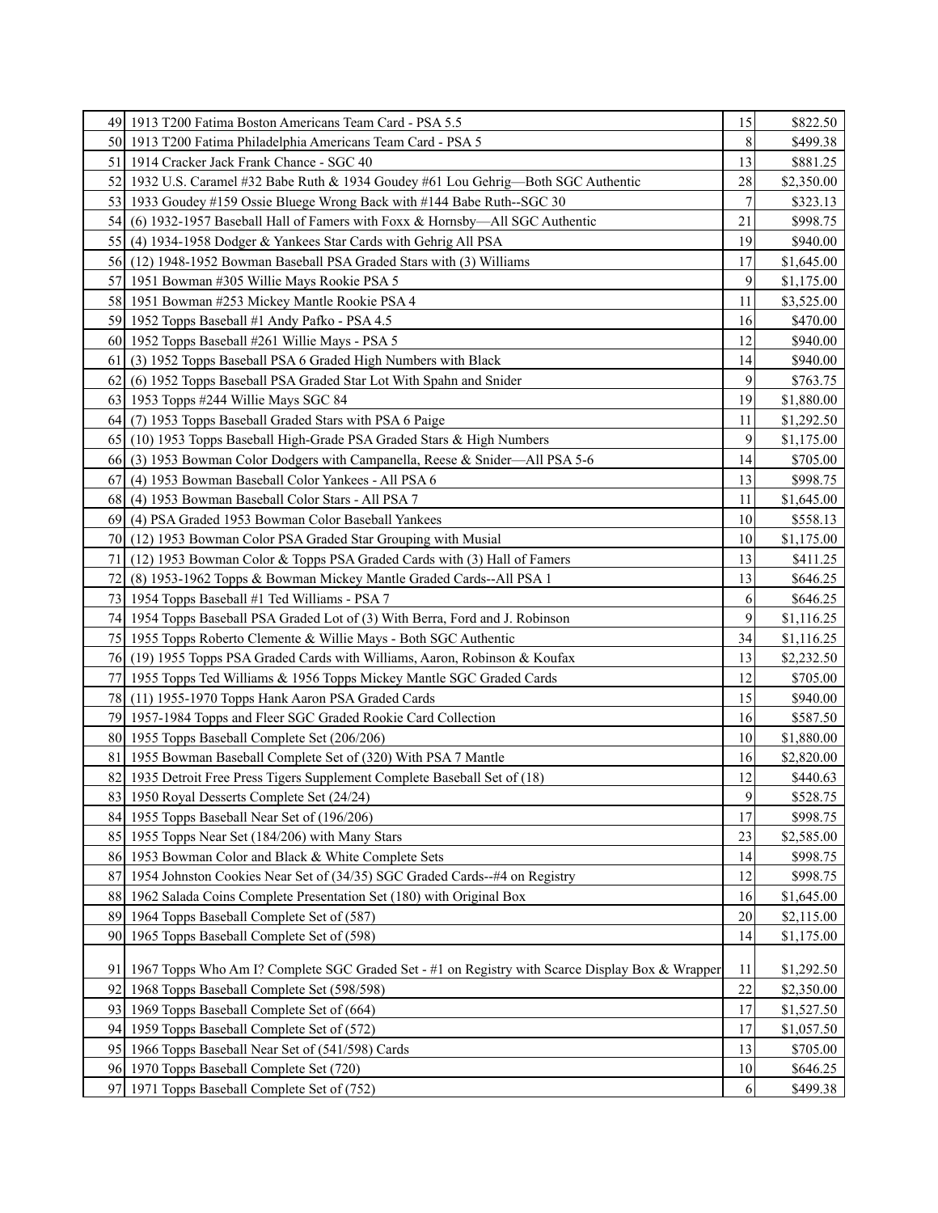| | | | |
|---|---|---|---|
| 49 | 1913 T200 Fatima Boston Americans Team Card - PSA 5.5 | 15 | $822.50 |
| 50 | 1913 T200 Fatima Philadelphia Americans Team Card - PSA 5 | 8 | $499.38 |
| 51 | 1914 Cracker Jack Frank Chance - SGC 40 | 13 | $881.25 |
| 52 | 1932 U.S. Caramel #32 Babe Ruth & 1934 Goudey #61 Lou Gehrig—Both SGC Authentic | 28 | $2,350.00 |
| 53 | 1933 Goudey #159 Ossie Bluege Wrong Back with #144 Babe Ruth--SGC 30 | 7 | $323.13 |
| 54 | (6) 1932-1957 Baseball Hall of Famers with Foxx & Hornsby—All SGC Authentic | 21 | $998.75 |
| 55 | (4) 1934-1958 Dodger & Yankees Star Cards with Gehrig All PSA | 19 | $940.00 |
| 56 | (12) 1948-1952 Bowman Baseball PSA Graded Stars with (3) Williams | 17 | $1,645.00 |
| 57 | 1951 Bowman #305 Willie Mays Rookie PSA 5 | 9 | $1,175.00 |
| 58 | 1951 Bowman #253 Mickey Mantle Rookie PSA 4 | 11 | $3,525.00 |
| 59 | 1952 Topps Baseball #1 Andy Pafko - PSA 4.5 | 16 | $470.00 |
| 60 | 1952 Topps Baseball #261 Willie Mays - PSA 5 | 12 | $940.00 |
| 61 | (3) 1952 Topps Baseball PSA 6 Graded High Numbers with Black | 14 | $940.00 |
| 62 | (6) 1952 Topps Baseball PSA Graded Star Lot With Spahn and Snider | 9 | $763.75 |
| 63 | 1953 Topps #244 Willie Mays SGC 84 | 19 | $1,880.00 |
| 64 | (7) 1953 Topps Baseball Graded Stars with PSA 6 Paige | 11 | $1,292.50 |
| 65 | (10) 1953 Topps Baseball High-Grade PSA Graded Stars & High Numbers | 9 | $1,175.00 |
| 66 | (3) 1953 Bowman Color Dodgers with Campanella, Reese & Snider—All PSA 5-6 | 14 | $705.00 |
| 67 | (4) 1953 Bowman Baseball Color Yankees - All PSA 6 | 13 | $998.75 |
| 68 | (4) 1953 Bowman Baseball Color Stars - All PSA 7 | 11 | $1,645.00 |
| 69 | (4) PSA Graded 1953 Bowman Color Baseball Yankees | 10 | $558.13 |
| 70 | (12) 1953 Bowman Color PSA Graded Star Grouping with Musial | 10 | $1,175.00 |
| 71 | (12) 1953 Bowman Color & Topps PSA Graded Cards with (3) Hall of Famers | 13 | $411.25 |
| 72 | (8) 1953-1962 Topps & Bowman Mickey Mantle Graded Cards--All PSA 1 | 13 | $646.25 |
| 73 | 1954 Topps Baseball #1 Ted Williams - PSA 7 | 6 | $646.25 |
| 74 | 1954 Topps Baseball PSA Graded Lot of (3) With Berra, Ford and J. Robinson | 9 | $1,116.25 |
| 75 | 1955 Topps Roberto Clemente & Willie Mays - Both SGC Authentic | 34 | $1,116.25 |
| 76 | (19) 1955 Topps PSA Graded Cards with Williams, Aaron, Robinson & Koufax | 13 | $2,232.50 |
| 77 | 1955 Topps Ted Williams & 1956 Topps Mickey Mantle SGC Graded Cards | 12 | $705.00 |
| 78 | (11) 1955-1970 Topps Hank Aaron PSA Graded Cards | 15 | $940.00 |
| 79 | 1957-1984 Topps and Fleer SGC Graded Rookie Card Collection | 16 | $587.50 |
| 80 | 1955 Topps Baseball Complete Set (206/206) | 10 | $1,880.00 |
| 81 | 1955 Bowman Baseball Complete Set of (320) With PSA 7 Mantle | 16 | $2,820.00 |
| 82 | 1935 Detroit Free Press Tigers Supplement Complete Baseball Set of (18) | 12 | $440.63 |
| 83 | 1950 Royal Desserts Complete Set (24/24) | 9 | $528.75 |
| 84 | 1955 Topps Baseball Near Set of (196/206) | 17 | $998.75 |
| 85 | 1955 Topps Near Set (184/206) with Many Stars | 23 | $2,585.00 |
| 86 | 1953 Bowman Color and Black & White Complete Sets | 14 | $998.75 |
| 87 | 1954 Johnston Cookies Near Set of (34/35) SGC Graded Cards--#4 on Registry | 12 | $998.75 |
| 88 | 1962 Salada Coins Complete Presentation Set (180) with Original Box | 16 | $1,645.00 |
| 89 | 1964 Topps Baseball Complete Set of (587) | 20 | $2,115.00 |
| 90 | 1965 Topps Baseball Complete Set of (598) | 14 | $1,175.00 |
| 91 | 1967 Topps Who Am I? Complete SGC Graded Set - #1 on Registry with Scarce Display Box & Wrapper | 11 | $1,292.50 |
| 92 | 1968 Topps Baseball Complete Set (598/598) | 22 | $2,350.00 |
| 93 | 1969 Topps Baseball Complete Set of (664) | 17 | $1,527.50 |
| 94 | 1959 Topps Baseball Complete Set of (572) | 17 | $1,057.50 |
| 95 | 1966 Topps Baseball Near Set of (541/598) Cards | 13 | $705.00 |
| 96 | 1970 Topps Baseball Complete Set (720) | 10 | $646.25 |
| 97 | 1971 Topps Baseball Complete Set of (752) | 6 | $499.38 |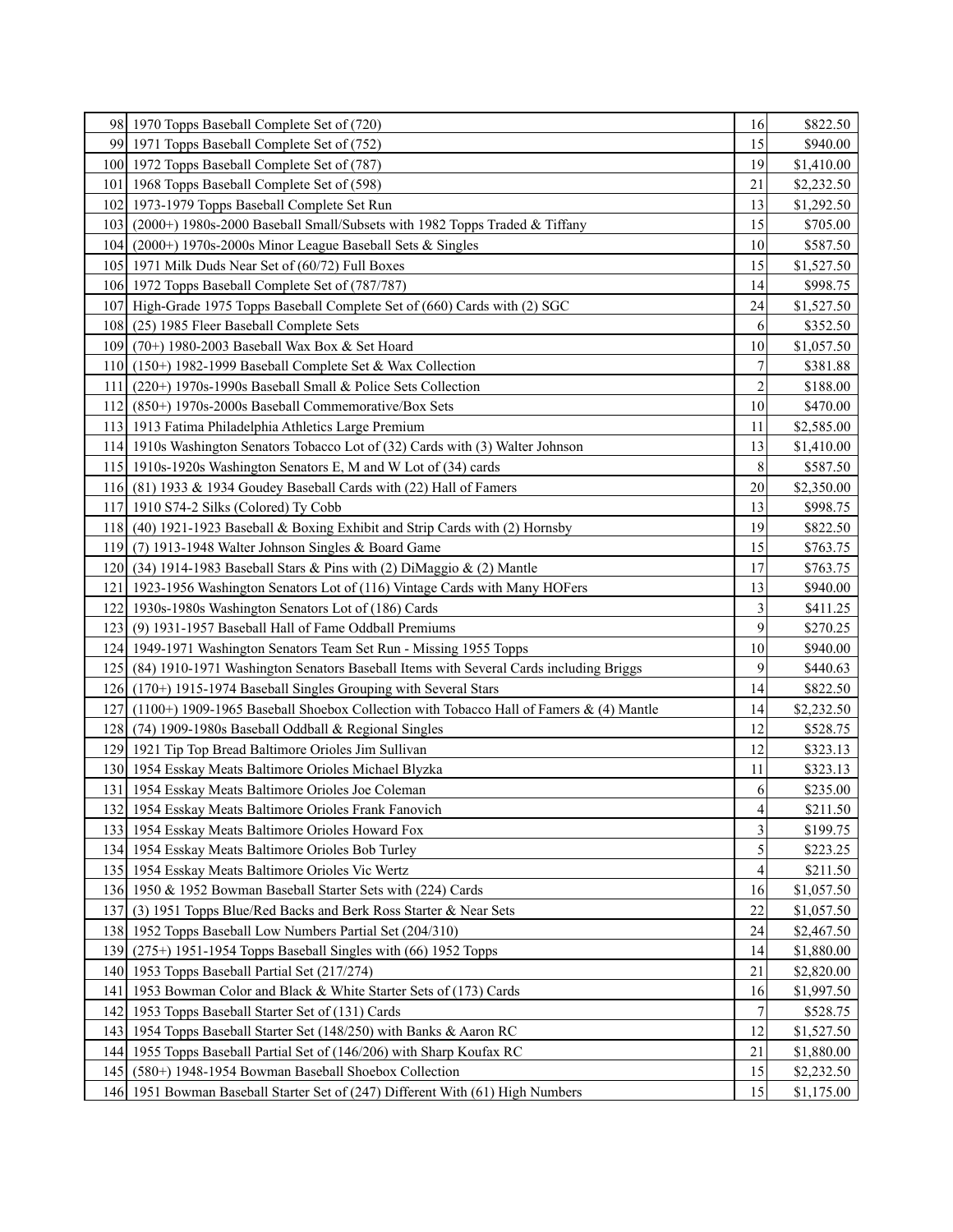| | | | |
|---|---|---|---|
| 98 | 1970 Topps Baseball Complete Set of (720) | 16 | $822.50 |
| 99 | 1971 Topps Baseball Complete Set of (752) | 15 | $940.00 |
| 100 | 1972 Topps Baseball Complete Set of (787) | 19 | $1,410.00 |
| 101 | 1968 Topps Baseball Complete Set of (598) | 21 | $2,232.50 |
| 102 | 1973-1979 Topps Baseball Complete Set Run | 13 | $1,292.50 |
| 103 | (2000+) 1980s-2000 Baseball Small/Subsets with 1982 Topps Traded & Tiffany | 15 | $705.00 |
| 104 | (2000+) 1970s-2000s Minor League Baseball Sets & Singles | 10 | $587.50 |
| 105 | 1971 Milk Duds Near Set of (60/72) Full Boxes | 15 | $1,527.50 |
| 106 | 1972 Topps Baseball Complete Set of (787/787) | 14 | $998.75 |
| 107 | High-Grade 1975 Topps Baseball Complete Set of (660) Cards with (2) SGC | 24 | $1,527.50 |
| 108 | (25) 1985 Fleer Baseball Complete Sets | 6 | $352.50 |
| 109 | (70+) 1980-2003 Baseball Wax Box & Set Hoard | 10 | $1,057.50 |
| 110 | (150+) 1982-1999 Baseball Complete Set & Wax Collection | 7 | $381.88 |
| 111 | (220+) 1970s-1990s Baseball Small & Police Sets Collection | 2 | $188.00 |
| 112 | (850+) 1970s-2000s Baseball Commemorative/Box Sets | 10 | $470.00 |
| 113 | 1913 Fatima Philadelphia Athletics Large Premium | 11 | $2,585.00 |
| 114 | 1910s Washington Senators Tobacco Lot of (32) Cards with (3) Walter Johnson | 13 | $1,410.00 |
| 115 | 1910s-1920s Washington Senators E, M and W Lot of (34) cards | 8 | $587.50 |
| 116 | (81) 1933 & 1934 Goudey Baseball Cards with (22) Hall of Famers | 20 | $2,350.00 |
| 117 | 1910 S74-2 Silks (Colored) Ty Cobb | 13 | $998.75 |
| 118 | (40) 1921-1923 Baseball & Boxing Exhibit and Strip Cards with (2) Hornsby | 19 | $822.50 |
| 119 | (7) 1913-1948 Walter Johnson Singles & Board Game | 15 | $763.75 |
| 120 | (34) 1914-1983 Baseball Stars & Pins with (2) DiMaggio & (2) Mantle | 17 | $763.75 |
| 121 | 1923-1956 Washington Senators Lot of (116) Vintage Cards with Many HOFers | 13 | $940.00 |
| 122 | 1930s-1980s Washington Senators Lot of (186) Cards | 3 | $411.25 |
| 123 | (9) 1931-1957 Baseball Hall of Fame Oddball Premiums | 9 | $270.25 |
| 124 | 1949-1971 Washington Senators Team Set Run - Missing 1955 Topps | 10 | $940.00 |
| 125 | (84) 1910-1971 Washington Senators Baseball Items with Several Cards including Briggs | 9 | $440.63 |
| 126 | (170+) 1915-1974 Baseball Singles Grouping with Several Stars | 14 | $822.50 |
| 127 | (1100+) 1909-1965 Baseball Shoebox Collection with Tobacco Hall of Famers & (4) Mantle | 14 | $2,232.50 |
| 128 | (74) 1909-1980s Baseball Oddball & Regional Singles | 12 | $528.75 |
| 129 | 1921 Tip Top Bread Baltimore Orioles Jim Sullivan | 12 | $323.13 |
| 130 | 1954 Esskay Meats Baltimore Orioles Michael Blyzka | 11 | $323.13 |
| 131 | 1954 Esskay Meats Baltimore Orioles Joe Coleman | 6 | $235.00 |
| 132 | 1954 Esskay Meats Baltimore Orioles Frank Fanovich | 4 | $211.50 |
| 133 | 1954 Esskay Meats Baltimore Orioles Howard Fox | 3 | $199.75 |
| 134 | 1954 Esskay Meats Baltimore Orioles Bob Turley | 5 | $223.25 |
| 135 | 1954 Esskay Meats Baltimore Orioles Vic Wertz | 4 | $211.50 |
| 136 | 1950 & 1952 Bowman Baseball Starter Sets with (224) Cards | 16 | $1,057.50 |
| 137 | (3) 1951 Topps Blue/Red Backs and Berk Ross Starter & Near Sets | 22 | $1,057.50 |
| 138 | 1952 Topps Baseball Low Numbers Partial Set (204/310) | 24 | $2,467.50 |
| 139 | (275+) 1951-1954 Topps Baseball Singles with (66) 1952 Topps | 14 | $1,880.00 |
| 140 | 1953 Topps Baseball Partial Set (217/274) | 21 | $2,820.00 |
| 141 | 1953 Bowman Color and Black & White Starter Sets of (173) Cards | 16 | $1,997.50 |
| 142 | 1953 Topps Baseball Starter Set of (131) Cards | 7 | $528.75 |
| 143 | 1954 Topps Baseball Starter Set (148/250) with Banks & Aaron RC | 12 | $1,527.50 |
| 144 | 1955 Topps Baseball Partial Set of (146/206) with Sharp Koufax RC | 21 | $1,880.00 |
| 145 | (580+) 1948-1954 Bowman Baseball Shoebox Collection | 15 | $2,232.50 |
| 146 | 1951 Bowman Baseball Starter Set of (247) Different With (61) High Numbers | 15 | $1,175.00 |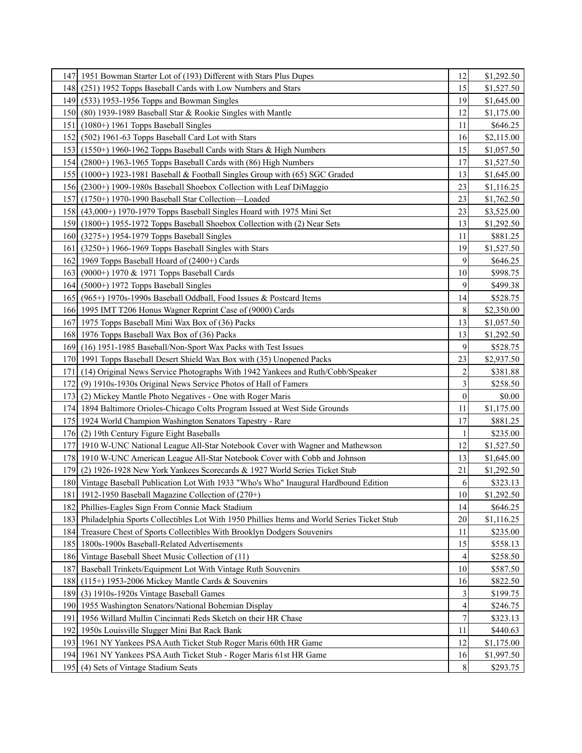| 147 | 1951 Bowman Starter Lot of (193) Different with Stars Plus Dupes | 12 | $1,292.50 |
|---|---|---|---|
| 148 | (251) 1952 Topps Baseball Cards with Low Numbers and Stars | 15 | $1,527.50 |
| 149 | (533) 1953-1956 Topps and Bowman Singles | 19 | $1,645.00 |
| 150 | (80) 1939-1989 Baseball Star & Rookie Singles with Mantle | 12 | $1,175.00 |
| 151 | (1080+) 1961 Topps Baseball Singles | 11 | $646.25 |
| 152 | (502) 1961-63 Topps Baseball Card Lot with Stars | 16 | $2,115.00 |
| 153 | (1550+) 1960-1962 Topps Baseball Cards with Stars & High Numbers | 15 | $1,057.50 |
| 154 | (2800+) 1963-1965 Topps Baseball Cards with (86) High Numbers | 17 | $1,527.50 |
| 155 | (1000+) 1923-1981 Baseball & Football Singles Group with (65) SGC Graded | 13 | $1,645.00 |
| 156 | (2300+) 1909-1980s Baseball Shoebox Collection with Leaf DiMaggio | 23 | $1,116.25 |
| 157 | (1750+) 1970-1990 Baseball Star Collection—Loaded | 23 | $1,762.50 |
| 158 | (43,000+) 1970-1979 Topps Baseball Singles Hoard with 1975 Mini Set | 23 | $3,525.00 |
| 159 | (1800+) 1955-1972 Topps Baseball Shoebox Collection with (2) Near Sets | 13 | $1,292.50 |
| 160 | (3275+) 1954-1979 Topps Baseball Singles | 11 | $881.25 |
| 161 | (3250+) 1966-1969 Topps Baseball Singles with Stars | 19 | $1,527.50 |
| 162 | 1969 Topps Baseball Hoard of (2400+) Cards | 9 | $646.25 |
| 163 | (9000+) 1970 & 1971 Topps Baseball Cards | 10 | $998.75 |
| 164 | (5000+) 1972 Topps Baseball Singles | 9 | $499.38 |
| 165 | (965+) 1970s-1990s Baseball Oddball, Food Issues & Postcard Items | 14 | $528.75 |
| 166 | 1995 IMT T206 Honus Wagner Reprint Case of (9000) Cards | 8 | $2,350.00 |
| 167 | 1975 Topps Baseball Mini Wax Box of (36) Packs | 13 | $1,057.50 |
| 168 | 1976 Topps Baseball Wax Box of (36) Packs | 13 | $1,292.50 |
| 169 | (16) 1951-1985 Baseball/Non-Sport Wax Packs with Test Issues | 9 | $528.75 |
| 170 | 1991 Topps Baseball Desert Shield Wax Box with (35) Unopened Packs | 23 | $2,937.50 |
| 171 | (14) Original News Service Photographs With 1942 Yankees and Ruth/Cobb/Speaker | 2 | $381.88 |
| 172 | (9) 1910s-1930s Original News Service Photos of Hall of Famers | 3 | $258.50 |
| 173 | (2) Mickey Mantle Photo Negatives - One with Roger Maris | 0 | $0.00 |
| 174 | 1894 Baltimore Orioles-Chicago Colts Program Issued at West Side Grounds | 11 | $1,175.00 |
| 175 | 1924 World Champion Washington Senators Tapestry - Rare | 17 | $881.25 |
| 176 | (2) 19th Century Figure Eight Baseballs | 1 | $235.00 |
| 177 | 1910 W-UNC National League All-Star Notebook Cover with Wagner and Mathewson | 12 | $1,527.50 |
| 178 | 1910 W-UNC American League All-Star Notebook Cover with Cobb and Johnson | 13 | $1,645.00 |
| 179 | (2) 1926-1928 New York Yankees Scorecards & 1927 World Series Ticket Stub | 21 | $1,292.50 |
| 180 | Vintage Baseball Publication Lot With 1933 "Who's Who" Inaugural Hardbound Edition | 6 | $323.13 |
| 181 | 1912-1950 Baseball Magazine Collection of (270+) | 10 | $1,292.50 |
| 182 | Phillies-Eagles Sign From Connie Mack Stadium | 14 | $646.25 |
| 183 | Philadelphia Sports Collectibles Lot With 1950 Phillies Items and World Series Ticket Stub | 20 | $1,116.25 |
| 184 | Treasure Chest of Sports Collectibles With Brooklyn Dodgers Souvenirs | 11 | $235.00 |
| 185 | 1800s-1900s Baseball-Related Advertisements | 15 | $558.13 |
| 186 | Vintage Baseball Sheet Music Collection of (11) | 4 | $258.50 |
| 187 | Baseball Trinkets/Equipment Lot With Vintage Ruth Souvenirs | 10 | $587.50 |
| 188 | (115+) 1953-2006 Mickey Mantle Cards & Souvenirs | 16 | $822.50 |
| 189 | (3) 1910s-1920s Vintage Baseball Games | 3 | $199.75 |
| 190 | 1955 Washington Senators/National Bohemian Display | 4 | $246.75 |
| 191 | 1956 Willard Mullin Cincinnati Reds Sketch on their HR Chase | 7 | $323.13 |
| 192 | 1950s Louisville Slugger Mini Bat Rack Bank | 11 | $440.63 |
| 193 | 1961 NY Yankees PSA Auth Ticket Stub Roger Maris 60th HR Game | 12 | $1,175.00 |
| 194 | 1961 NY Yankees PSA Auth Ticket Stub - Roger Maris 61st HR Game | 16 | $1,997.50 |
| 195 | (4) Sets of Vintage Stadium Seats | 8 | $293.75 |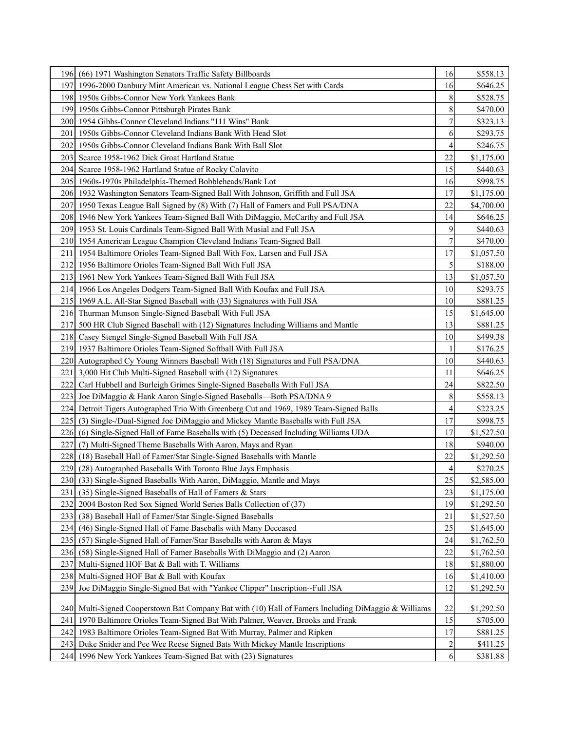| | | | |
|---|---|---|---|
| 196 | (66) 1971 Washington Senators Traffic Safety Billboards | 16 | $558.13 |
| 197 | 1996-2000 Danbury Mint American vs. National League Chess Set with Cards | 16 | $646.25 |
| 198 | 1950s Gibbs-Connor New York Yankees Bank | 8 | $528.75 |
| 199 | 1950s Gibbs-Connor Pittsburgh Pirates Bank | 8 | $470.00 |
| 200 | 1954 Gibbs-Connor Cleveland Indians "111 Wins" Bank | 7 | $323.13 |
| 201 | 1950s Gibbs-Connor Cleveland Indians Bank With Head Slot | 6 | $293.75 |
| 202 | 1950s Gibbs-Connor Cleveland Indians Bank With Ball Slot | 4 | $246.75 |
| 203 | Scarce 1958-1962 Dick Groat Hartland Statue | 22 | $1,175.00 |
| 204 | Scarce 1958-1962 Hartland Statue of Rocky Colavito | 15 | $440.63 |
| 205 | 1960s-1970s Philadelphia-Themed Bobbleheads/Bank Lot | 16 | $998.75 |
| 206 | 1932 Washington Senators Team-Signed Ball With Johnson, Griffith and Full JSA | 17 | $1,175.00 |
| 207 | 1950 Texas League Ball Signed by (8) With (7) Hall of Famers and Full PSA/DNA | 22 | $4,700.00 |
| 208 | 1946 New York Yankees Team-Signed Ball With DiMaggio, McCarthy and Full JSA | 14 | $646.25 |
| 209 | 1953 St. Louis Cardinals Team-Signed Ball With Musial and Full JSA | 9 | $440.63 |
| 210 | 1954 American League Champion Cleveland Indians Team-Signed Ball | 7 | $470.00 |
| 211 | 1954 Baltimore Orioles Team-Signed Ball With Fox, Larsen and Full JSA | 17 | $1,057.50 |
| 212 | 1956 Baltimore Orioles Team-Signed Ball With Full JSA | 5 | $188.00 |
| 213 | 1961 New York Yankees Team-Signed Ball With Full JSA | 13 | $1,057.50 |
| 214 | 1966 Los Angeles Dodgers Team-Signed Ball With Koufax and Full JSA | 10 | $293.75 |
| 215 | 1969 A.L. All-Star Signed Baseball with (33) Signatures with Full JSA | 10 | $881.25 |
| 216 | Thurman Munson Single-Signed Baseball With Full JSA | 15 | $1,645.00 |
| 217 | 500 HR Club Signed Baseball with (12) Signatures Including Williams and Mantle | 13 | $881.25 |
| 218 | Casey Stengel Single-Signed Baseball With Full JSA | 10 | $499.38 |
| 219 | 1937 Baltimore Orioles Team-Signed Softball With Full JSA | 1 | $176.25 |
| 220 | Autographed Cy Young Winners Baseball With (18) Signatures and Full PSA/DNA | 10 | $440.63 |
| 221 | 3,000 Hit Club Multi-Signed Baseball with (12) Signatures | 11 | $646.25 |
| 222 | Carl Hubbell and Burleigh Grimes Single-Signed Baseballs With Full JSA | 24 | $822.50 |
| 223 | Joe DiMaggio & Hank Aaron Single-Signed Baseballs—Both PSA/DNA 9 | 8 | $558.13 |
| 224 | Detroit Tigers Autographed Trio With Greenberg Cut and 1969, 1989 Team-Signed Balls | 4 | $223.25 |
| 225 | (3) Single-/Dual-Signed Joe DiMaggio and Mickey Mantle Baseballs with Full JSA | 17 | $998.75 |
| 226 | (6) Single-Signed Hall of Fame Baseballs with (5) Deceased Including Williams UDA | 17 | $1,527.50 |
| 227 | (7) Multi-Signed Theme Baseballs With Aaron, Mays and Ryan | 18 | $940.00 |
| 228 | (18) Baseball Hall of Famer/Star Single-Signed Baseballs with Mantle | 22 | $1,292.50 |
| 229 | (28) Autographed Baseballs With Toronto Blue Jays Emphasis | 4 | $270.25 |
| 230 | (33) Single-Signed Baseballs With Aaron, DiMaggio, Mantle and Mays | 25 | $2,585.00 |
| 231 | (35) Single-Signed Baseballs of Hall of Famers & Stars | 23 | $1,175.00 |
| 232 | 2004 Boston Red Sox Signed World Series Balls Collection of (37) | 19 | $1,292.50 |
| 233 | (38) Baseball Hall of Famer/Star Single-Signed Baseballs | 21 | $1,527.50 |
| 234 | (46) Single-Signed Hall of Fame Baseballs with Many Deceased | 25 | $1,645.00 |
| 235 | (57) Single-Signed Hall of Famer/Star Baseballs with Aaron & Mays | 24 | $1,762.50 |
| 236 | (58) Single-Signed Hall of Famer Baseballs With DiMaggio and (2) Aaron | 22 | $1,762.50 |
| 237 | Multi-Signed HOF Bat & Ball with T. Williams | 18 | $1,880.00 |
| 238 | Multi-Signed HOF Bat & Ball with Koufax | 16 | $1,410.00 |
| 239 | Joe DiMaggio Single-Signed Bat with "Yankee Clipper" Inscription--Full JSA | 12 | $1,292.50 |
| 240 | Multi-Signed Cooperstown Bat Company Bat with (10) Hall of Famers Including DiMaggio & Williams | 22 | $1,292.50 |
| 241 | 1970 Baltimore Orioles Team-Signed Bat With Palmer, Weaver, Brooks and Frank | 15 | $705.00 |
| 242 | 1983 Baltimore Orioles Team-Signed Bat With Murray, Palmer and Ripken | 17 | $881.25 |
| 243 | Duke Snider and Pee Wee Reese Signed Bats With Mickey Mantle Inscriptions | 2 | $411.25 |
| 244 | 1996 New York Yankees Team-Signed Bat with (23) Signatures | 6 | $381.88 |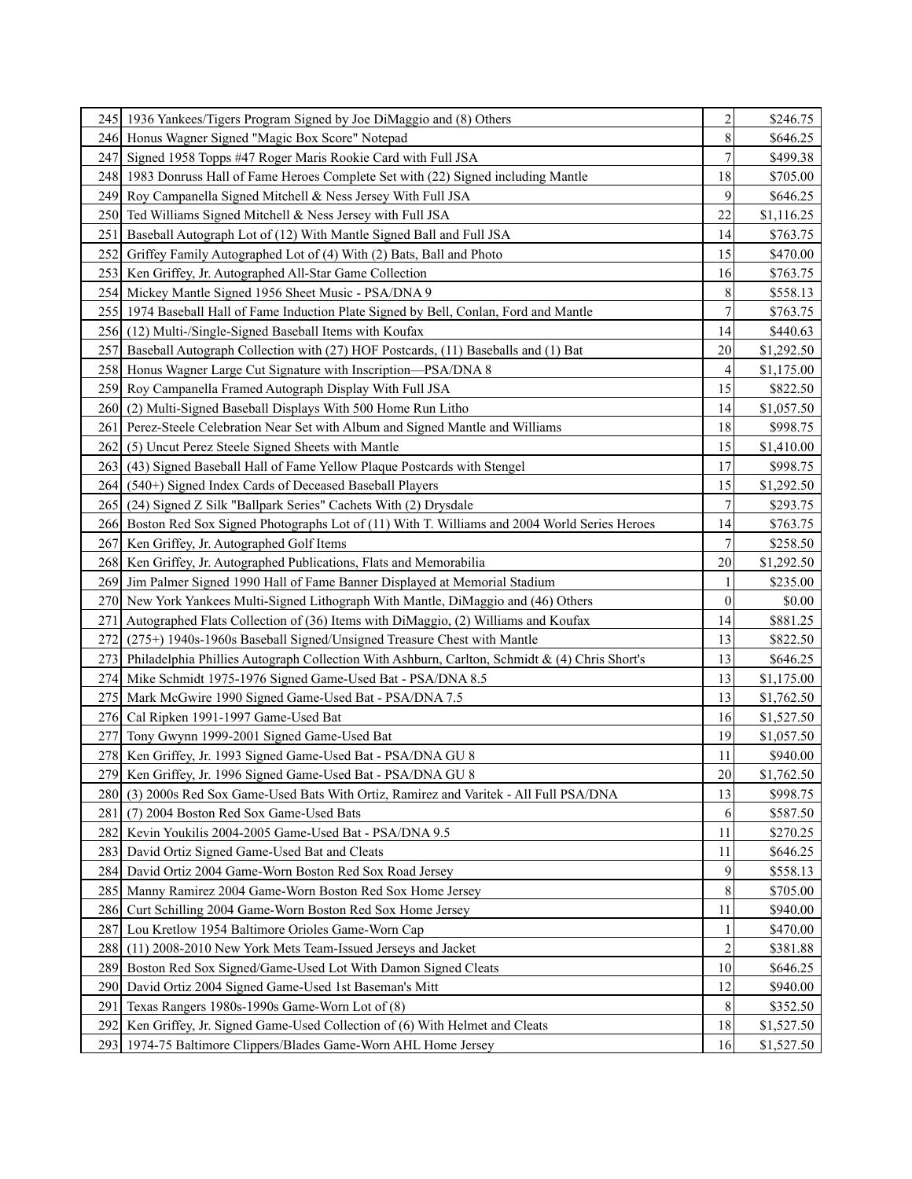| | | | |
|---|---|---|---|
| 245 | 1936 Yankees/Tigers Program Signed by Joe DiMaggio and (8) Others | 2 | $246.75 |
| 246 | Honus Wagner Signed "Magic Box Score" Notepad | 8 | $646.25 |
| 247 | Signed 1958 Topps #47 Roger Maris Rookie Card with Full JSA | 7 | $499.38 |
| 248 | 1983 Donruss Hall of Fame Heroes Complete Set with (22) Signed including Mantle | 18 | $705.00 |
| 249 | Roy Campanella Signed Mitchell & Ness Jersey With Full JSA | 9 | $646.25 |
| 250 | Ted Williams Signed Mitchell & Ness Jersey with Full JSA | 22 | $1,116.25 |
| 251 | Baseball Autograph Lot of (12) With Mantle Signed Ball and Full JSA | 14 | $763.75 |
| 252 | Griffey Family Autographed Lot of (4) With (2) Bats, Ball and Photo | 15 | $470.00 |
| 253 | Ken Griffey, Jr. Autographed All-Star Game Collection | 16 | $763.75 |
| 254 | Mickey Mantle Signed 1956 Sheet Music - PSA/DNA 9 | 8 | $558.13 |
| 255 | 1974 Baseball Hall of Fame Induction Plate Signed by Bell, Conlan, Ford and Mantle | 7 | $763.75 |
| 256 | (12) Multi-/Single-Signed Baseball Items with Koufax | 14 | $440.63 |
| 257 | Baseball Autograph Collection with (27) HOF Postcards, (11) Baseballs and (1) Bat | 20 | $1,292.50 |
| 258 | Honus Wagner Large Cut Signature with Inscription—PSA/DNA 8 | 4 | $1,175.00 |
| 259 | Roy Campanella Framed Autograph Display With Full JSA | 15 | $822.50 |
| 260 | (2) Multi-Signed Baseball Displays With 500 Home Run Litho | 14 | $1,057.50 |
| 261 | Perez-Steele Celebration Near Set with Album and Signed Mantle and Williams | 18 | $998.75 |
| 262 | (5) Uncut Perez Steele Signed Sheets with Mantle | 15 | $1,410.00 |
| 263 | (43) Signed Baseball Hall of Fame Yellow Plaque Postcards with Stengel | 17 | $998.75 |
| 264 | (540+) Signed Index Cards of Deceased Baseball Players | 15 | $1,292.50 |
| 265 | (24) Signed Z Silk "Ballpark Series" Cachets With (2) Drysdale | 7 | $293.75 |
| 266 | Boston Red Sox Signed Photographs Lot of (11) With T. Williams and 2004 World Series Heroes | 14 | $763.75 |
| 267 | Ken Griffey, Jr. Autographed Golf Items | 7 | $258.50 |
| 268 | Ken Griffey, Jr. Autographed Publications, Flats and Memorabilia | 20 | $1,292.50 |
| 269 | Jim Palmer Signed 1990 Hall of Fame Banner Displayed at Memorial Stadium | 1 | $235.00 |
| 270 | New York Yankees Multi-Signed Lithograph With Mantle, DiMaggio and (46) Others | 0 | $0.00 |
| 271 | Autographed Flats Collection of (36) Items with DiMaggio, (2) Williams and Koufax | 14 | $881.25 |
| 272 | (275+) 1940s-1960s Baseball Signed/Unsigned Treasure Chest with Mantle | 13 | $822.50 |
| 273 | Philadelphia Phillies Autograph Collection With Ashburn, Carlton, Schmidt & (4) Chris Short's | 13 | $646.25 |
| 274 | Mike Schmidt 1975-1976 Signed Game-Used Bat - PSA/DNA 8.5 | 13 | $1,175.00 |
| 275 | Mark McGwire 1990 Signed Game-Used Bat - PSA/DNA 7.5 | 13 | $1,762.50 |
| 276 | Cal Ripken 1991-1997 Game-Used Bat | 16 | $1,527.50 |
| 277 | Tony Gwynn 1999-2001 Signed Game-Used Bat | 19 | $1,057.50 |
| 278 | Ken Griffey, Jr. 1993 Signed Game-Used Bat - PSA/DNA GU 8 | 11 | $940.00 |
| 279 | Ken Griffey, Jr. 1996 Signed Game-Used Bat - PSA/DNA GU 8 | 20 | $1,762.50 |
| 280 | (3) 2000s Red Sox Game-Used Bats With Ortiz, Ramirez and Varitek - All Full PSA/DNA | 13 | $998.75 |
| 281 | (7) 2004 Boston Red Sox Game-Used Bats | 6 | $587.50 |
| 282 | Kevin Youkilis 2004-2005 Game-Used Bat - PSA/DNA 9.5 | 11 | $270.25 |
| 283 | David Ortiz Signed Game-Used Bat and Cleats | 11 | $646.25 |
| 284 | David Ortiz 2004 Game-Worn Boston Red Sox Road Jersey | 9 | $558.13 |
| 285 | Manny Ramirez 2004 Game-Worn Boston Red Sox Home Jersey | 8 | $705.00 |
| 286 | Curt Schilling 2004 Game-Worn Boston Red Sox Home Jersey | 11 | $940.00 |
| 287 | Lou Kretlow 1954 Baltimore Orioles Game-Worn Cap | 1 | $470.00 |
| 288 | (11) 2008-2010 New York Mets Team-Issued Jerseys and Jacket | 2 | $381.88 |
| 289 | Boston Red Sox Signed/Game-Used Lot With Damon Signed Cleats | 10 | $646.25 |
| 290 | David Ortiz 2004 Signed Game-Used 1st Baseman's Mitt | 12 | $940.00 |
| 291 | Texas Rangers 1980s-1990s Game-Worn Lot of (8) | 8 | $352.50 |
| 292 | Ken Griffey, Jr. Signed Game-Used Collection of (6) With Helmet and Cleats | 18 | $1,527.50 |
| 293 | 1974-75 Baltimore Clippers/Blades Game-Worn AHL Home Jersey | 16 | $1,527.50 |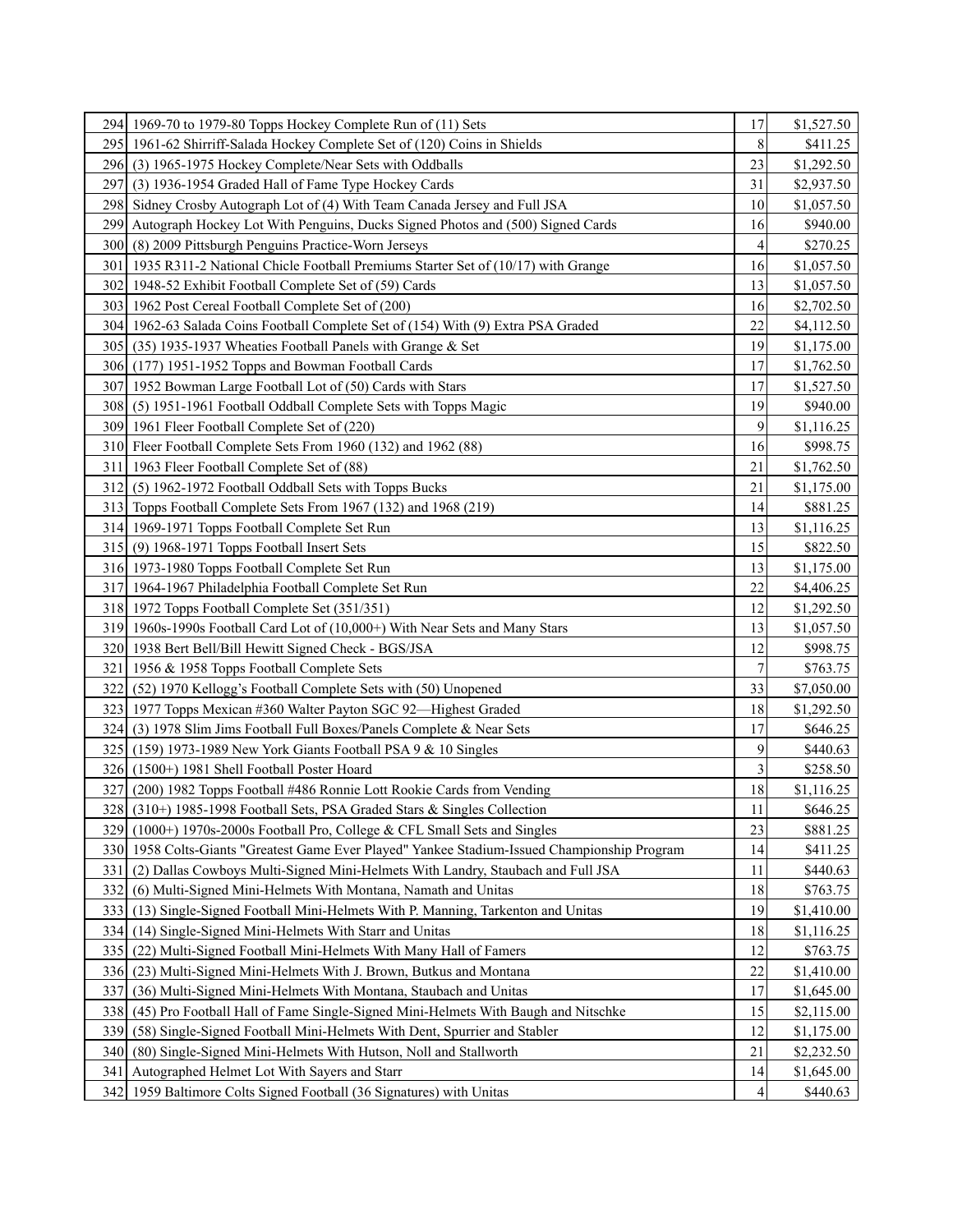| | | | |
|---|---|---|---|
| 294 | 1969-70 to 1979-80 Topps Hockey Complete Run of (11) Sets | 17 | $1,527.50 |
| 295 | 1961-62 Shirriff-Salada Hockey Complete Set of (120) Coins in Shields | 8 | $411.25 |
| 296 | (3) 1965-1975 Hockey Complete/Near Sets with Oddballs | 23 | $1,292.50 |
| 297 | (3) 1936-1954 Graded Hall of Fame Type Hockey Cards | 31 | $2,937.50 |
| 298 | Sidney Crosby Autograph Lot of (4) With Team Canada Jersey and Full JSA | 10 | $1,057.50 |
| 299 | Autograph Hockey Lot With Penguins, Ducks Signed Photos and (500) Signed Cards | 16 | $940.00 |
| 300 | (8) 2009 Pittsburgh Penguins Practice-Worn Jerseys | 4 | $270.25 |
| 301 | 1935 R311-2 National Chicle Football Premiums Starter Set of (10/17) with Grange | 16 | $1,057.50 |
| 302 | 1948-52 Exhibit Football Complete Set of (59) Cards | 13 | $1,057.50 |
| 303 | 1962 Post Cereal Football Complete Set of (200) | 16 | $2,702.50 |
| 304 | 1962-63 Salada Coins Football Complete Set of (154) With (9) Extra PSA Graded | 22 | $4,112.50 |
| 305 | (35) 1935-1937 Wheaties Football Panels with Grange & Set | 19 | $1,175.00 |
| 306 | (177) 1951-1952 Topps and Bowman Football Cards | 17 | $1,762.50 |
| 307 | 1952 Bowman Large Football Lot of (50) Cards with Stars | 17 | $1,527.50 |
| 308 | (5) 1951-1961 Football Oddball Complete Sets with Topps Magic | 19 | $940.00 |
| 309 | 1961 Fleer Football Complete Set of (220) | 9 | $1,116.25 |
| 310 | Fleer Football Complete Sets From 1960 (132) and 1962 (88) | 16 | $998.75 |
| 311 | 1963 Fleer Football Complete Set of (88) | 21 | $1,762.50 |
| 312 | (5) 1962-1972 Football Oddball Sets with Topps Bucks | 21 | $1,175.00 |
| 313 | Topps Football Complete Sets From 1967 (132) and 1968 (219) | 14 | $881.25 |
| 314 | 1969-1971 Topps Football Complete Set Run | 13 | $1,116.25 |
| 315 | (9) 1968-1971 Topps Football Insert Sets | 15 | $822.50 |
| 316 | 1973-1980 Topps Football Complete Set Run | 13 | $1,175.00 |
| 317 | 1964-1967 Philadelphia Football Complete Set Run | 22 | $4,406.25 |
| 318 | 1972 Topps Football Complete Set (351/351) | 12 | $1,292.50 |
| 319 | 1960s-1990s Football Card Lot of (10,000+) With Near Sets and Many Stars | 13 | $1,057.50 |
| 320 | 1938 Bert Bell/Bill Hewitt Signed Check - BGS/JSA | 12 | $998.75 |
| 321 | 1956 & 1958 Topps Football Complete Sets | 7 | $763.75 |
| 322 | (52) 1970 Kellogg's Football Complete Sets with (50) Unopened | 33 | $7,050.00 |
| 323 | 1977 Topps Mexican #360 Walter Payton SGC 92—Highest Graded | 18 | $1,292.50 |
| 324 | (3) 1978 Slim Jims Football Full Boxes/Panels Complete & Near Sets | 17 | $646.25 |
| 325 | (159) 1973-1989 New York Giants Football PSA 9 & 10 Singles | 9 | $440.63 |
| 326 | (1500+) 1981 Shell Football Poster Hoard | 3 | $258.50 |
| 327 | (200) 1982 Topps Football #486 Ronnie Lott Rookie Cards from Vending | 18 | $1,116.25 |
| 328 | (310+) 1985-1998 Football Sets, PSA Graded Stars & Singles Collection | 11 | $646.25 |
| 329 | (1000+) 1970s-2000s Football Pro, College & CFL Small Sets and Singles | 23 | $881.25 |
| 330 | 1958 Colts-Giants "Greatest Game Ever Played" Yankee Stadium-Issued Championship Program | 14 | $411.25 |
| 331 | (2) Dallas Cowboys Multi-Signed Mini-Helmets With Landry, Staubach and Full JSA | 11 | $440.63 |
| 332 | (6) Multi-Signed Mini-Helmets With Montana, Namath and Unitas | 18 | $763.75 |
| 333 | (13) Single-Signed Football Mini-Helmets With P. Manning, Tarkenton and Unitas | 19 | $1,410.00 |
| 334 | (14) Single-Signed Mini-Helmets With Starr and Unitas | 18 | $1,116.25 |
| 335 | (22) Multi-Signed Football Mini-Helmets With Many Hall of Famers | 12 | $763.75 |
| 336 | (23) Multi-Signed Mini-Helmets With J. Brown, Butkus and Montana | 22 | $1,410.00 |
| 337 | (36) Multi-Signed Mini-Helmets With Montana, Staubach and Unitas | 17 | $1,645.00 |
| 338 | (45) Pro Football Hall of Fame Single-Signed Mini-Helmets With Baugh and Nitschke | 15 | $2,115.00 |
| 339 | (58) Single-Signed Football Mini-Helmets With Dent, Spurrier and Stabler | 12 | $1,175.00 |
| 340 | (80) Single-Signed Mini-Helmets With Hutson, Noll and Stallworth | 21 | $2,232.50 |
| 341 | Autographed Helmet Lot With Sayers and Starr | 14 | $1,645.00 |
| 342 | 1959 Baltimore Colts Signed Football (36 Signatures) with Unitas | 4 | $440.63 |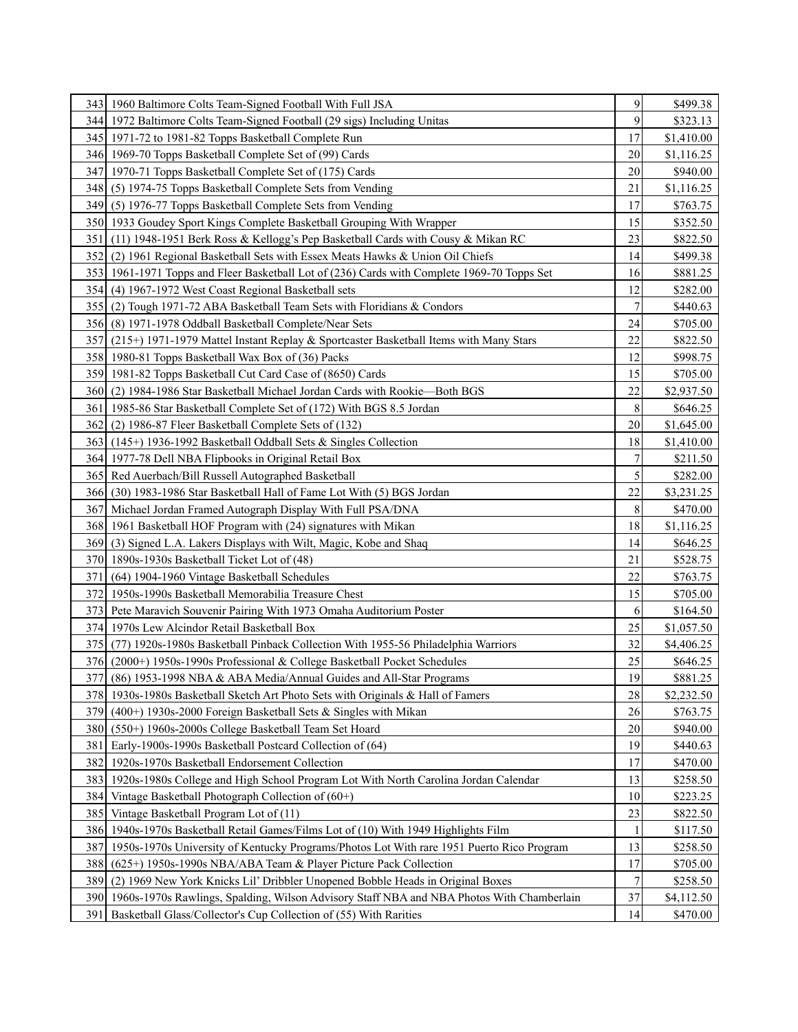| | | | |
|---|---|---|---|
| 343 | 1960 Baltimore Colts Team-Signed Football With Full JSA | 9 | $499.38 |
| 344 | 1972 Baltimore Colts Team-Signed Football (29 sigs) Including Unitas | 9 | $323.13 |
| 345 | 1971-72 to 1981-82 Topps Basketball Complete Run | 17 | $1,410.00 |
| 346 | 1969-70 Topps Basketball Complete Set of (99) Cards | 20 | $1,116.25 |
| 347 | 1970-71 Topps Basketball Complete Set of (175) Cards | 20 | $940.00 |
| 348 | (5) 1974-75 Topps Basketball Complete Sets from Vending | 21 | $1,116.25 |
| 349 | (5) 1976-77 Topps Basketball Complete Sets from Vending | 17 | $763.75 |
| 350 | 1933 Goudey Sport Kings Complete Basketball Grouping With Wrapper | 15 | $352.50 |
| 351 | (11) 1948-1951 Berk Ross & Kellogg's Pep Basketball Cards with Cousy & Mikan RC | 23 | $822.50 |
| 352 | (2) 1961 Regional Basketball Sets with Essex Meats Hawks & Union Oil Chiefs | 14 | $499.38 |
| 353 | 1961-1971 Topps and Fleer Basketball Lot of (236) Cards with Complete 1969-70 Topps Set | 16 | $881.25 |
| 354 | (4) 1967-1972 West Coast Regional Basketball sets | 12 | $282.00 |
| 355 | (2) Tough 1971-72 ABA Basketball Team Sets with Floridians & Condors | 7 | $440.63 |
| 356 | (8) 1971-1978 Oddball Basketball Complete/Near Sets | 24 | $705.00 |
| 357 | (215+) 1971-1979 Mattel Instant Replay & Sportcaster Basketball Items with Many Stars | 22 | $822.50 |
| 358 | 1980-81 Topps Basketball Wax Box of (36) Packs | 12 | $998.75 |
| 359 | 1981-82 Topps Basketball Cut Card Case of (8650) Cards | 15 | $705.00 |
| 360 | (2) 1984-1986 Star Basketball Michael Jordan Cards with Rookie—Both BGS | 22 | $2,937.50 |
| 361 | 1985-86 Star Basketball Complete Set of (172) With BGS 8.5 Jordan | 8 | $646.25 |
| 362 | (2) 1986-87 Fleer Basketball Complete Sets of (132) | 20 | $1,645.00 |
| 363 | (145+) 1936-1992 Basketball Oddball Sets & Singles Collection | 18 | $1,410.00 |
| 364 | 1977-78 Dell NBA Flipbooks in Original Retail Box | 7 | $211.50 |
| 365 | Red Auerbach/Bill Russell Autographed Basketball | 5 | $282.00 |
| 366 | (30) 1983-1986 Star Basketball Hall of Fame Lot With (5) BGS Jordan | 22 | $3,231.25 |
| 367 | Michael Jordan Framed Autograph Display With Full PSA/DNA | 8 | $470.00 |
| 368 | 1961 Basketball HOF Program with (24) signatures with Mikan | 18 | $1,116.25 |
| 369 | (3) Signed L.A. Lakers Displays with Wilt, Magic, Kobe and Shaq | 14 | $646.25 |
| 370 | 1890s-1930s Basketball Ticket Lot of (48) | 21 | $528.75 |
| 371 | (64) 1904-1960 Vintage Basketball Schedules | 22 | $763.75 |
| 372 | 1950s-1990s Basketball Memorabilia Treasure Chest | 15 | $705.00 |
| 373 | Pete Maravich Souvenir Pairing With 1973 Omaha Auditorium Poster | 6 | $164.50 |
| 374 | 1970s Lew Alcindor Retail Basketball Box | 25 | $1,057.50 |
| 375 | (77) 1920s-1980s Basketball Pinback Collection With 1955-56 Philadelphia Warriors | 32 | $4,406.25 |
| 376 | (2000+) 1950s-1990s Professional & College Basketball Pocket Schedules | 25 | $646.25 |
| 377 | (86) 1953-1998 NBA & ABA Media/Annual Guides and All-Star Programs | 19 | $881.25 |
| 378 | 1930s-1980s Basketball Sketch Art Photo Sets with Originals & Hall of Famers | 28 | $2,232.50 |
| 379 | (400+) 1930s-2000 Foreign Basketball Sets & Singles with Mikan | 26 | $763.75 |
| 380 | (550+) 1960s-2000s College Basketball Team Set Hoard | 20 | $940.00 |
| 381 | Early-1900s-1990s Basketball Postcard Collection of (64) | 19 | $440.63 |
| 382 | 1920s-1970s Basketball Endorsement Collection | 17 | $470.00 |
| 383 | 1920s-1980s College and High School Program Lot With North Carolina Jordan Calendar | 13 | $258.50 |
| 384 | Vintage Basketball Photograph Collection of (60+) | 10 | $223.25 |
| 385 | Vintage Basketball Program Lot of (11) | 23 | $822.50 |
| 386 | 1940s-1970s Basketball Retail Games/Films Lot of (10) With 1949 Highlights Film | 1 | $117.50 |
| 387 | 1950s-1970s University of Kentucky Programs/Photos Lot With rare 1951 Puerto Rico Program | 13 | $258.50 |
| 388 | (625+) 1950s-1990s NBA/ABA Team & Player Picture Pack Collection | 17 | $705.00 |
| 389 | (2) 1969 New York Knicks Lil' Dribbler Unopened Bobble Heads in Original Boxes | 7 | $258.50 |
| 390 | 1960s-1970s Rawlings, Spalding, Wilson Advisory Staff NBA and NBA Photos With Chamberlain | 37 | $4,112.50 |
| 391 | Basketball Glass/Collector's Cup Collection of (55) With Rarities | 14 | $470.00 |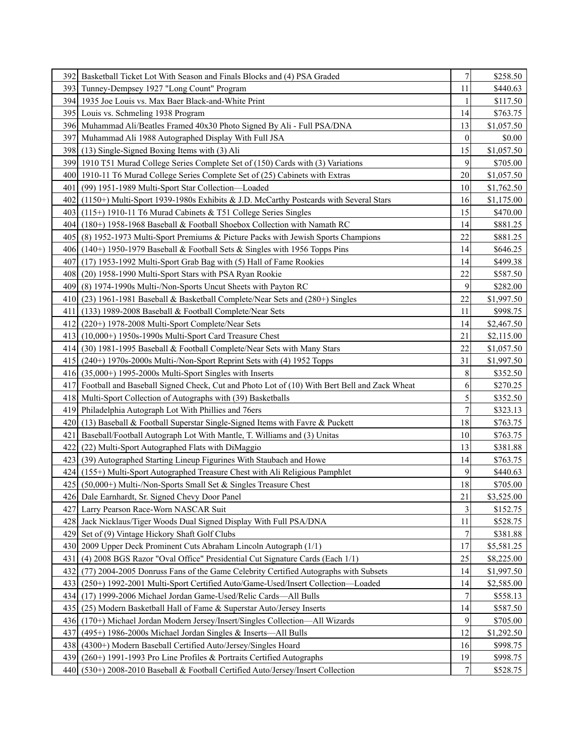| | | | |
|---|---|---|---|
| 392 | Basketball Ticket Lot With Season and Finals Blocks and (4) PSA Graded | 7 | $258.50 |
| 393 | Tunney-Dempsey 1927 "Long Count" Program | 11 | $440.63 |
| 394 | 1935 Joe Louis vs. Max Baer Black-and-White Print | 1 | $117.50 |
| 395 | Louis vs. Schmeling 1938 Program | 14 | $763.75 |
| 396 | Muhammad Ali/Beatles Framed 40x30 Photo Signed By Ali - Full PSA/DNA | 13 | $1,057.50 |
| 397 | Muhammad Ali 1988 Autographed Display With Full JSA | 0 | $0.00 |
| 398 | (13) Single-Signed Boxing Items with (3) Ali | 15 | $1,057.50 |
| 399 | 1910 T51 Murad College Series Complete Set of (150) Cards with (3) Variations | 9 | $705.00 |
| 400 | 1910-11 T6 Murad College Series Complete Set of (25) Cabinets with Extras | 20 | $1,057.50 |
| 401 | (99) 1951-1989 Multi-Sport Star Collection—Loaded | 10 | $1,762.50 |
| 402 | (1150+) Multi-Sport 1939-1980s Exhibits & J.D. McCarthy Postcards with Several Stars | 16 | $1,175.00 |
| 403 | (115+) 1910-11 T6 Murad Cabinets & T51 College Series Singles | 15 | $470.00 |
| 404 | (180+) 1958-1968 Baseball & Football Shoebox Collection with Namath RC | 14 | $881.25 |
| 405 | (8) 1952-1973 Multi-Sport Premiums & Picture Packs with Jewish Sports Champions | 22 | $881.25 |
| 406 | (140+) 1950-1979 Baseball & Football Sets & Singles with 1956 Topps Pins | 14 | $646.25 |
| 407 | (17) 1953-1992 Multi-Sport Grab Bag with (5) Hall of Fame Rookies | 14 | $499.38 |
| 408 | (20) 1958-1990 Multi-Sport Stars with PSA Ryan Rookie | 22 | $587.50 |
| 409 | (8) 1974-1990s Multi-/Non-Sports Uncut Sheets with Payton RC | 9 | $282.00 |
| 410 | (23) 1961-1981 Baseball & Basketball Complete/Near Sets and (280+) Singles | 22 | $1,997.50 |
| 411 | (133) 1989-2008 Baseball & Football Complete/Near Sets | 11 | $998.75 |
| 412 | (220+) 1978-2008 Multi-Sport Complete/Near Sets | 14 | $2,467.50 |
| 413 | (10,000+) 1950s-1990s Multi-Sport Card Treasure Chest | 21 | $2,115.00 |
| 414 | (30) 1981-1995 Baseball & Football Complete/Near Sets with Many Stars | 22 | $1,057.50 |
| 415 | (240+) 1970s-2000s Multi-/Non-Sport Reprint Sets with (4) 1952 Topps | 31 | $1,997.50 |
| 416 | (35,000+) 1995-2000s Multi-Sport Singles with Inserts | 8 | $352.50 |
| 417 | Football and Baseball Signed Check, Cut and Photo Lot of (10) With Bert Bell and Zack Wheat | 6 | $270.25 |
| 418 | Multi-Sport Collection of Autographs with (39) Basketballs | 5 | $352.50 |
| 419 | Philadelphia Autograph Lot With Phillies and 76ers | 7 | $323.13 |
| 420 | (13) Baseball & Football Superstar Single-Signed Items with Favre & Puckett | 18 | $763.75 |
| 421 | Baseball/Football Autograph Lot With Mantle, T. Williams and (3) Unitas | 10 | $763.75 |
| 422 | (22) Multi-Sport Autographed Flats with DiMaggio | 13 | $381.88 |
| 423 | (39) Autographed Starting Lineup Figurines With Staubach and Howe | 14 | $763.75 |
| 424 | (155+) Multi-Sport Autographed Treasure Chest with Ali Religious Pamphlet | 9 | $440.63 |
| 425 | (50,000+) Multi-/Non-Sports Small Set & Singles Treasure Chest | 18 | $705.00 |
| 426 | Dale Earnhardt, Sr. Signed Chevy Door Panel | 21 | $3,525.00 |
| 427 | Larry Pearson Race-Worn NASCAR Suit | 3 | $152.75 |
| 428 | Jack Nicklaus/Tiger Woods Dual Signed Display With Full PSA/DNA | 11 | $528.75 |
| 429 | Set of (9) Vintage Hickory Shaft Golf Clubs | 7 | $381.88 |
| 430 | 2009 Upper Deck Prominent Cuts Abraham Lincoln Autograph (1/1) | 17 | $5,581.25 |
| 431 | (4) 2008 BGS Razor "Oval Office" Presidential Cut Signature Cards (Each 1/1) | 25 | $8,225.00 |
| 432 | (77) 2004-2005 Donruss Fans of the Game Celebrity Certified Autographs with Subsets | 14 | $1,997.50 |
| 433 | (250+) 1992-2001 Multi-Sport Certified Auto/Game-Used/Insert Collection—Loaded | 14 | $2,585.00 |
| 434 | (17) 1999-2006 Michael Jordan Game-Used/Relic Cards—All Bulls | 7 | $558.13 |
| 435 | (25) Modern Basketball Hall of Fame & Superstar Auto/Jersey Inserts | 14 | $587.50 |
| 436 | (170+) Michael Jordan Modern Jersey/Insert/Singles Collection—All Wizards | 9 | $705.00 |
| 437 | (495+) 1986-2000s Michael Jordan Singles & Inserts—All Bulls | 12 | $1,292.50 |
| 438 | (4300+) Modern Baseball Certified Auto/Jersey/Singles Hoard | 16 | $998.75 |
| 439 | (260+) 1991-1993 Pro Line Profiles & Portraits Certified Autographs | 19 | $998.75 |
| 440 | (530+) 2008-2010 Baseball & Football Certified Auto/Jersey/Insert Collection | 7 | $528.75 |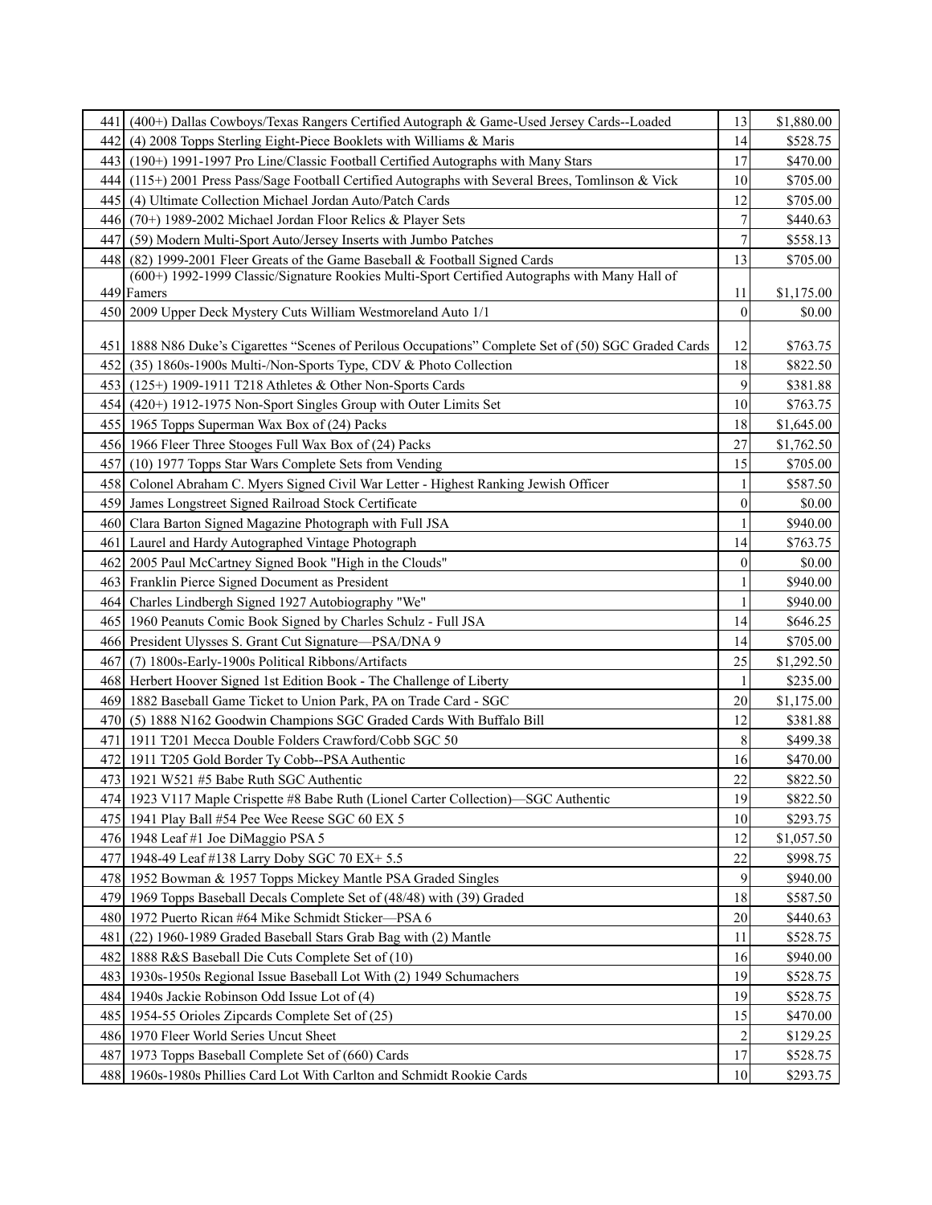| | | | |
|---|---|---|---|
| 441 | (400+) Dallas Cowboys/Texas Rangers Certified Autograph & Game-Used Jersey Cards--Loaded | 13 | $1,880.00 |
| 442 | (4) 2008 Topps Sterling Eight-Piece Booklets with Williams & Maris | 14 | $528.75 |
| 443 | (190+) 1991-1997 Pro Line/Classic Football Certified Autographs with Many Stars | 17 | $470.00 |
| 444 | (115+) 2001 Press Pass/Sage Football Certified Autographs with Several Brees, Tomlinson & Vick | 10 | $705.00 |
| 445 | (4) Ultimate Collection Michael Jordan Auto/Patch Cards | 12 | $705.00 |
| 446 | (70+) 1989-2002 Michael Jordan Floor Relics & Player Sets | 7 | $440.63 |
| 447 | (59) Modern Multi-Sport Auto/Jersey Inserts with Jumbo Patches | 7 | $558.13 |
| 448 | (82) 1999-2001 Fleer Greats of the Game Baseball & Football Signed Cards | 13 | $705.00 |
| 449 | (600+) 1992-1999 Classic/Signature Rookies Multi-Sport Certified Autographs with Many Hall of Famers | 11 | $1,175.00 |
| 450 | 2009 Upper Deck Mystery Cuts William Westmoreland Auto 1/1 | 0 | $0.00 |
| 451 | 1888 N86 Duke's Cigarettes "Scenes of Perilous Occupations" Complete Set of (50) SGC Graded Cards | 12 | $763.75 |
| 452 | (35) 1860s-1900s Multi-/Non-Sports Type, CDV & Photo Collection | 18 | $822.50 |
| 453 | (125+) 1909-1911 T218 Athletes & Other Non-Sports Cards | 9 | $381.88 |
| 454 | (420+) 1912-1975 Non-Sport Singles Group with Outer Limits Set | 10 | $763.75 |
| 455 | 1965 Topps Superman Wax Box of (24) Packs | 18 | $1,645.00 |
| 456 | 1966 Fleer Three Stooges Full Wax Box of (24) Packs | 27 | $1,762.50 |
| 457 | (10) 1977 Topps Star Wars Complete Sets from Vending | 15 | $705.00 |
| 458 | Colonel Abraham C. Myers Signed Civil War Letter - Highest Ranking Jewish Officer | 1 | $587.50 |
| 459 | James Longstreet Signed Railroad Stock Certificate | 0 | $0.00 |
| 460 | Clara Barton Signed Magazine Photograph with Full JSA | 1 | $940.00 |
| 461 | Laurel and Hardy Autographed Vintage Photograph | 14 | $763.75 |
| 462 | 2005 Paul McCartney Signed Book "High in the Clouds" | 0 | $0.00 |
| 463 | Franklin Pierce Signed Document as President | 1 | $940.00 |
| 464 | Charles Lindbergh Signed 1927 Autobiography "We" | 1 | $940.00 |
| 465 | 1960 Peanuts Comic Book Signed by Charles Schulz - Full JSA | 14 | $646.25 |
| 466 | President Ulysses S. Grant Cut Signature—PSA/DNA 9 | 14 | $705.00 |
| 467 | (7) 1800s-Early-1900s Political Ribbons/Artifacts | 25 | $1,292.50 |
| 468 | Herbert Hoover Signed 1st Edition Book - The Challenge of Liberty | 1 | $235.00 |
| 469 | 1882 Baseball Game Ticket to Union Park, PA on Trade Card - SGC | 20 | $1,175.00 |
| 470 | (5) 1888 N162 Goodwin Champions SGC Graded Cards With Buffalo Bill | 12 | $381.88 |
| 471 | 1911 T201 Mecca Double Folders Crawford/Cobb SGC 50 | 8 | $499.38 |
| 472 | 1911 T205 Gold Border Ty Cobb--PSA Authentic | 16 | $470.00 |
| 473 | 1921 W521 #5 Babe Ruth SGC Authentic | 22 | $822.50 |
| 474 | 1923 V117 Maple Crispette #8 Babe Ruth (Lionel Carter Collection)—SGC Authentic | 19 | $822.50 |
| 475 | 1941 Play Ball #54 Pee Wee Reese SGC 60 EX 5 | 10 | $293.75 |
| 476 | 1948 Leaf #1 Joe DiMaggio PSA 5 | 12 | $1,057.50 |
| 477 | 1948-49 Leaf #138 Larry Doby SGC 70 EX+ 5.5 | 22 | $998.75 |
| 478 | 1952 Bowman & 1957 Topps Mickey Mantle PSA Graded Singles | 9 | $940.00 |
| 479 | 1969 Topps Baseball Decals Complete Set of (48/48) with (39) Graded | 18 | $587.50 |
| 480 | 1972 Puerto Rican #64 Mike Schmidt Sticker—PSA 6 | 20 | $440.63 |
| 481 | (22) 1960-1989 Graded Baseball Stars Grab Bag with (2) Mantle | 11 | $528.75 |
| 482 | 1888 R&S Baseball Die Cuts Complete Set of (10) | 16 | $940.00 |
| 483 | 1930s-1950s Regional Issue Baseball Lot With (2) 1949 Schumachers | 19 | $528.75 |
| 484 | 1940s Jackie Robinson Odd Issue Lot of (4) | 19 | $528.75 |
| 485 | 1954-55 Orioles Zipcards Complete Set of (25) | 15 | $470.00 |
| 486 | 1970 Fleer World Series Uncut Sheet | 2 | $129.25 |
| 487 | 1973 Topps Baseball Complete Set of (660) Cards | 17 | $528.75 |
| 488 | 1960s-1980s Phillies Card Lot With Carlton and Schmidt Rookie Cards | 10 | $293.75 |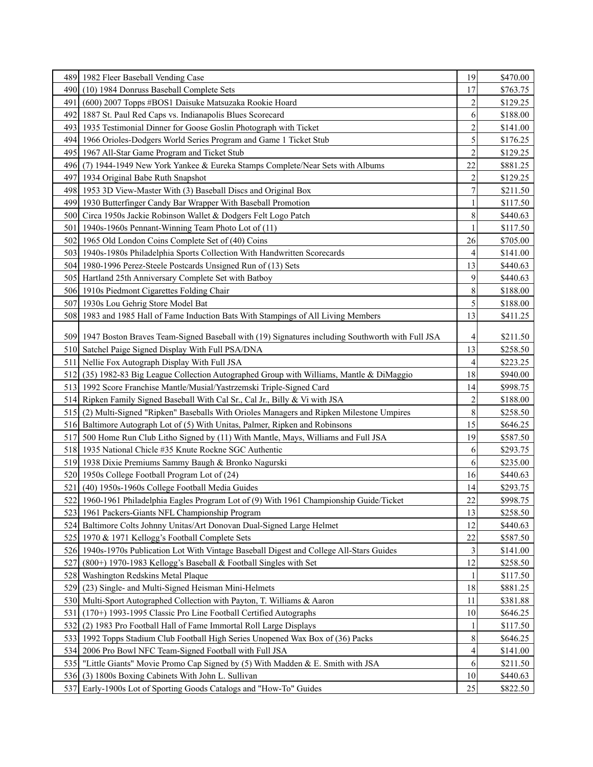| 489 | 1982 Fleer Baseball Vending Case | 19 | $470.00 |
|---|---|---|---|
| 490 | (10) 1984 Donruss Baseball Complete Sets | 17 | $763.75 |
| 491 | (600) 2007 Topps #BOS1 Daisuke Matsuzaka Rookie Hoard | 2 | $129.25 |
| 492 | 1887 St. Paul Red Caps vs. Indianapolis Blues Scorecard | 6 | $188.00 |
| 493 | 1935 Testimonial Dinner for Goose Goslin Photograph with Ticket | 2 | $141.00 |
| 494 | 1966 Orioles-Dodgers World Series Program and Game 1 Ticket Stub | 5 | $176.25 |
| 495 | 1967 All-Star Game Program and Ticket Stub | 2 | $129.25 |
| 496 | (7) 1944-1949 New York Yankee & Eureka Stamps Complete/Near Sets with Albums | 22 | $881.25 |
| 497 | 1934 Original Babe Ruth Snapshot | 2 | $129.25 |
| 498 | 1953 3D View-Master With (3) Baseball Discs and Original Box | 7 | $211.50 |
| 499 | 1930 Butterfinger Candy Bar Wrapper With Baseball Promotion | 1 | $117.50 |
| 500 | Circa 1950s Jackie Robinson Wallet & Dodgers Felt Logo Patch | 8 | $440.63 |
| 501 | 1940s-1960s Pennant-Winning Team Photo Lot of (11) | 1 | $117.50 |
| 502 | 1965 Old London Coins Complete Set of (40) Coins | 26 | $705.00 |
| 503 | 1940s-1980s Philadelphia Sports Collection With Handwritten Scorecards | 4 | $141.00 |
| 504 | 1980-1996 Perez-Steele Postcards Unsigned Run of (13) Sets | 13 | $440.63 |
| 505 | Hartland 25th Anniversary Complete Set with Batboy | 9 | $440.63 |
| 506 | 1910s Piedmont Cigarettes Folding Chair | 8 | $188.00 |
| 507 | 1930s Lou Gehrig Store Model Bat | 5 | $188.00 |
| 508 | 1983 and 1985 Hall of Fame Induction Bats With Stampings of All Living Members | 13 | $411.25 |
| 509 | 1947 Boston Braves Team-Signed Baseball with (19) Signatures including Southworth with Full JSA | 4 | $211.50 |
| 510 | Satchel Paige Signed Display With Full PSA/DNA | 13 | $258.50 |
| 511 | Nellie Fox Autograph Display With Full JSA | 4 | $223.25 |
| 512 | (35) 1982-83 Big League Collection Autographed Group with Williams, Mantle & DiMaggio | 18 | $940.00 |
| 513 | 1992 Score Franchise Mantle/Musial/Yastrzemski Triple-Signed Card | 14 | $998.75 |
| 514 | Ripken Family Signed Baseball With Cal Sr., Cal Jr., Billy & Vi with JSA | 2 | $188.00 |
| 515 | (2) Multi-Signed "Ripken" Baseballs With Orioles Managers and Ripken Milestone Umpires | 8 | $258.50 |
| 516 | Baltimore Autograph Lot of (5) With Unitas, Palmer, Ripken and Robinsons | 15 | $646.25 |
| 517 | 500 Home Run Club Litho Signed by (11) With Mantle, Mays, Williams and Full JSA | 19 | $587.50 |
| 518 | 1935 National Chicle #35 Knute Rockne SGC Authentic | 6 | $293.75 |
| 519 | 1938 Dixie Premiums Sammy Baugh & Bronko Nagurski | 6 | $235.00 |
| 520 | 1950s College Football Program Lot of (24) | 16 | $440.63 |
| 521 | (40) 1950s-1960s College Football Media Guides | 14 | $293.75 |
| 522 | 1960-1961 Philadelphia Eagles Program Lot of (9) With 1961 Championship Guide/Ticket | 22 | $998.75 |
| 523 | 1961 Packers-Giants NFL Championship Program | 13 | $258.50 |
| 524 | Baltimore Colts Johnny Unitas/Art Donovan Dual-Signed Large Helmet | 12 | $440.63 |
| 525 | 1970 & 1971 Kellogg's Football Complete Sets | 22 | $587.50 |
| 526 | 1940s-1970s Publication Lot With Vintage Baseball Digest and College All-Stars Guides | 3 | $141.00 |
| 527 | (800+) 1970-1983 Kellogg's Baseball & Football Singles with Set | 12 | $258.50 |
| 528 | Washington Redskins Metal Plaque | 1 | $117.50 |
| 529 | (23) Single- and Multi-Signed Heisman Mini-Helmets | 18 | $881.25 |
| 530 | Multi-Sport Autographed Collection with Payton, T. Williams & Aaron | 11 | $381.88 |
| 531 | (170+) 1993-1995 Classic Pro Line Football Certified Autographs | 10 | $646.25 |
| 532 | (2) 1983 Pro Football Hall of Fame Immortal Roll Large Displays | 1 | $117.50 |
| 533 | 1992 Topps Stadium Club Football High Series Unopened Wax Box of (36) Packs | 8 | $646.25 |
| 534 | 2006 Pro Bowl NFC Team-Signed Football with Full JSA | 4 | $141.00 |
| 535 | "Little Giants" Movie Promo Cap Signed by (5) With Madden & E. Smith with JSA | 6 | $211.50 |
| 536 | (3) 1800s Boxing Cabinets With John L. Sullivan | 10 | $440.63 |
| 537 | Early-1900s Lot of Sporting Goods Catalogs and "How-To" Guides | 25 | $822.50 |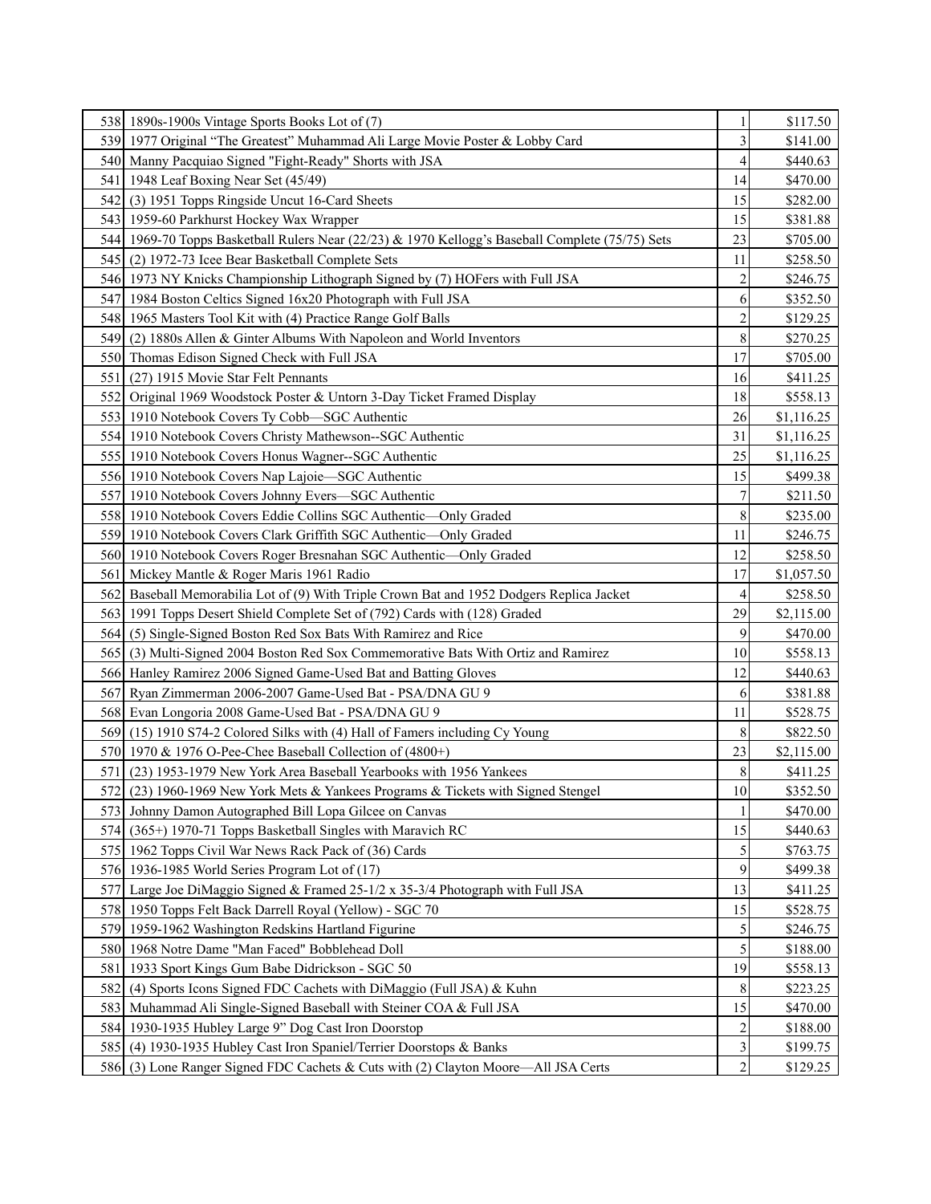| | | | |
|---|---|---|---|
| 538 | 1890s-1900s Vintage Sports Books Lot of (7) | 1 | $117.50 |
| 539 | 1977 Original "The Greatest" Muhammad Ali Large Movie Poster & Lobby Card | 3 | $141.00 |
| 540 | Manny Pacquiao Signed "Fight-Ready" Shorts with JSA | 4 | $440.63 |
| 541 | 1948 Leaf Boxing Near Set (45/49) | 14 | $470.00 |
| 542 | (3) 1951 Topps Ringside Uncut 16-Card Sheets | 15 | $282.00 |
| 543 | 1959-60 Parkhurst Hockey Wax Wrapper | 15 | $381.88 |
| 544 | 1969-70 Topps Basketball Rulers Near (22/23) & 1970 Kellogg's Baseball Complete (75/75) Sets | 23 | $705.00 |
| 545 | (2) 1972-73 Icee Bear Basketball Complete Sets | 11 | $258.50 |
| 546 | 1973 NY Knicks Championship Lithograph Signed by (7) HOFers with Full JSA | 2 | $246.75 |
| 547 | 1984 Boston Celtics Signed 16x20 Photograph with Full JSA | 6 | $352.50 |
| 548 | 1965 Masters Tool Kit with (4) Practice Range Golf Balls | 2 | $129.25 |
| 549 | (2) 1880s Allen & Ginter Albums With Napoleon and World Inventors | 8 | $270.25 |
| 550 | Thomas Edison Signed Check with Full JSA | 17 | $705.00 |
| 551 | (27) 1915 Movie Star Felt Pennants | 16 | $411.25 |
| 552 | Original 1969 Woodstock Poster & Untorn 3-Day Ticket Framed Display | 18 | $558.13 |
| 553 | 1910 Notebook Covers Ty Cobb—SGC Authentic | 26 | $1,116.25 |
| 554 | 1910 Notebook Covers Christy Mathewson--SGC Authentic | 31 | $1,116.25 |
| 555 | 1910 Notebook Covers Honus Wagner--SGC Authentic | 25 | $1,116.25 |
| 556 | 1910 Notebook Covers Nap Lajoie—SGC Authentic | 15 | $499.38 |
| 557 | 1910 Notebook Covers Johnny Evers—SGC Authentic | 7 | $211.50 |
| 558 | 1910 Notebook Covers Eddie Collins SGC Authentic—Only Graded | 8 | $235.00 |
| 559 | 1910 Notebook Covers Clark Griffith SGC Authentic—Only Graded | 11 | $246.75 |
| 560 | 1910 Notebook Covers Roger Bresnahan SGC Authentic—Only Graded | 12 | $258.50 |
| 561 | Mickey Mantle & Roger Maris 1961 Radio | 17 | $1,057.50 |
| 562 | Baseball Memorabilia Lot of (9) With Triple Crown Bat and 1952 Dodgers Replica Jacket | 4 | $258.50 |
| 563 | 1991 Topps Desert Shield Complete Set of (792) Cards with (128) Graded | 29 | $2,115.00 |
| 564 | (5) Single-Signed Boston Red Sox Bats With Ramirez and Rice | 9 | $470.00 |
| 565 | (3) Multi-Signed 2004 Boston Red Sox Commemorative Bats With Ortiz and Ramirez | 10 | $558.13 |
| 566 | Hanley Ramirez 2006 Signed Game-Used Bat and Batting Gloves | 12 | $440.63 |
| 567 | Ryan Zimmerman 2006-2007 Game-Used Bat - PSA/DNA GU 9 | 6 | $381.88 |
| 568 | Evan Longoria 2008 Game-Used Bat - PSA/DNA GU 9 | 11 | $528.75 |
| 569 | (15) 1910 S74-2 Colored Silks with (4) Hall of Famers including Cy Young | 8 | $822.50 |
| 570 | 1970 & 1976 O-Pee-Chee Baseball Collection of (4800+) | 23 | $2,115.00 |
| 571 | (23) 1953-1979 New York Area Baseball Yearbooks with 1956 Yankees | 8 | $411.25 |
| 572 | (23) 1960-1969 New York Mets & Yankees Programs & Tickets with Signed Stengel | 10 | $352.50 |
| 573 | Johnny Damon Autographed Bill Lopa Gilcee on Canvas | 1 | $470.00 |
| 574 | (365+) 1970-71 Topps Basketball Singles with Maravich RC | 15 | $440.63 |
| 575 | 1962 Topps Civil War News Rack Pack of (36) Cards | 5 | $763.75 |
| 576 | 1936-1985 World Series Program Lot of (17) | 9 | $499.38 |
| 577 | Large Joe DiMaggio Signed & Framed 25-1/2 x 35-3/4 Photograph with Full JSA | 13 | $411.25 |
| 578 | 1950 Topps Felt Back Darrell Royal (Yellow) - SGC 70 | 15 | $528.75 |
| 579 | 1959-1962 Washington Redskins Hartland Figurine | 5 | $246.75 |
| 580 | 1968 Notre Dame "Man Faced" Bobblehead Doll | 5 | $188.00 |
| 581 | 1933 Sport Kings Gum Babe Didrickson - SGC 50 | 19 | $558.13 |
| 582 | (4) Sports Icons Signed FDC Cachets with DiMaggio (Full JSA) & Kuhn | 8 | $223.25 |
| 583 | Muhammad Ali Single-Signed Baseball with Steiner COA & Full JSA | 15 | $470.00 |
| 584 | 1930-1935 Hubley Large 9" Dog Cast Iron Doorstop | 2 | $188.00 |
| 585 | (4) 1930-1935 Hubley Cast Iron Spaniel/Terrier Doorstops & Banks | 3 | $199.75 |
| 586 | (3) Lone Ranger Signed FDC Cachets & Cuts with (2) Clayton Moore—All JSA Certs | 2 | $129.25 |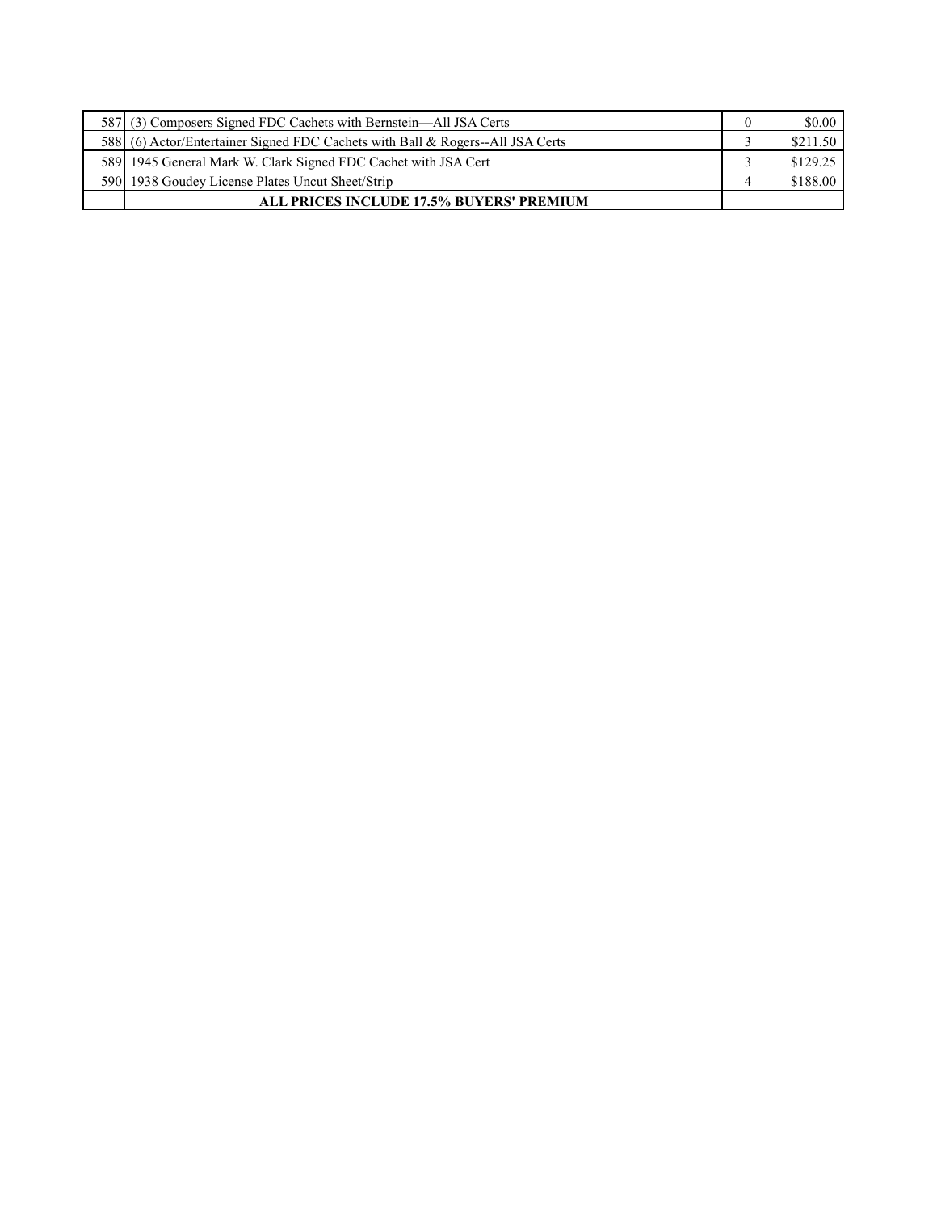| | | | |
|---|---|---|---|
| 587 | (3) Composers Signed FDC Cachets with Bernstein—All JSA Certs | 0 | $0.00 |
| 588 | (6) Actor/Entertainer Signed FDC Cachets with Ball & Rogers--All JSA Certs | 3 | $211.50 |
| 589 | 1945 General Mark W. Clark Signed FDC Cachet with JSA Cert | 3 | $129.25 |
| 590 | 1938 Goudey License Plates Uncut Sheet/Strip | 4 | $188.00 |
| | **ALL PRICES INCLUDE 17.5% BUYERS' PREMIUM** | | |